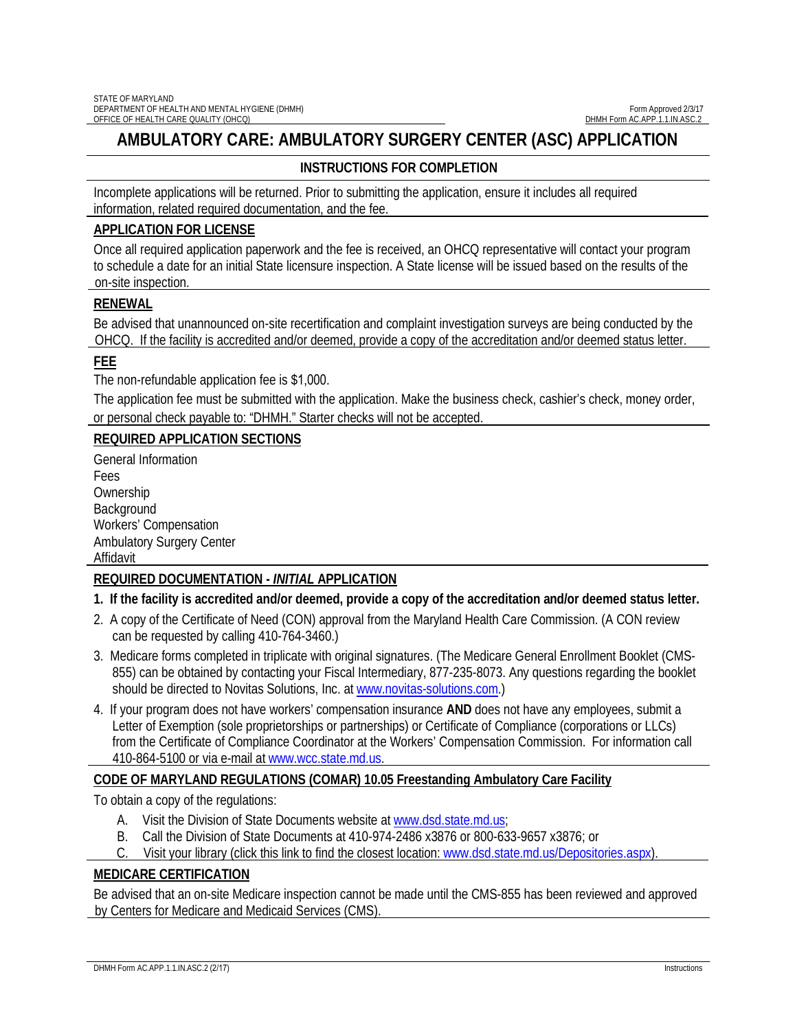STATE OF MARYLAND
DEPARTMENT OF HEALTH AND MENTAL HYGIENE (DHMH)
OFFICE OF HEALTH CARE QUALITY (OHCQ)

Form Approved 2/3/17
DHMH Form AC.APP.1.1.IN.ASC.2

# AMBULATORY CARE: AMBULATORY SURGERY CENTER (ASC) APPLICATION

## INSTRUCTIONS FOR COMPLETION

Incomplete applications will be returned. Prior to submitting the application, ensure it includes all required information, related required documentation, and the fee.

### APPLICATION FOR LICENSE

Once all required application paperwork and the fee is received, an OHCQ representative will contact your program to schedule a date for an initial State licensure inspection. A State license will be issued based on the results of the on-site inspection.

### RENEWAL

Be advised that unannounced on-site recertification and complaint investigation surveys are being conducted by the OHCQ. If the facility is accredited and/or deemed, provide a copy of the accreditation and/or deemed status letter.

### FEE

The non-refundable application fee is $1,000.

The application fee must be submitted with the application. Make the business check, cashier's check, money order, or personal check payable to: "DHMH." Starter checks will not be accepted.

### REQUIRED APPLICATION SECTIONS

General Information
Fees
Ownership
Background
Workers' Compensation
Ambulatory Surgery Center
Affidavit

### REQUIRED DOCUMENTATION - *INITIAL* APPLICATION

1. **If the facility is accredited and/or deemed, provide a copy of the accreditation and/or deemed status letter.**
2. A copy of the Certificate of Need (CON) approval from the Maryland Health Care Commission. (A CON review can be requested by calling 410-764-3460.)
3. Medicare forms completed in triplicate with original signatures. (The Medicare General Enrollment Booklet (CMS-855) can be obtained by contacting your Fiscal Intermediary, 877-235-8073. Any questions regarding the booklet should be directed to Novitas Solutions, Inc. at www.novitas-solutions.com.)
4. If your program does not have workers' compensation insurance **AND** does not have any employees, submit a Letter of Exemption (sole proprietorships or partnerships) or Certificate of Compliance (corporations or LLCs) from the Certificate of Compliance Coordinator at the Workers' Compensation Commission. For information call 410-864-5100 or via e-mail at www.wcc.state.md.us.

### CODE OF MARYLAND REGULATIONS (COMAR) 10.05 Freestanding Ambulatory Care Facility

To obtain a copy of the regulations:

A. Visit the Division of State Documents website at www.dsd.state.md.us;
B. Call the Division of State Documents at 410-974-2486 x3876 or 800-633-9657 x3876; or
C. Visit your library (click this link to find the closest location: www.dsd.state.md.us/Depositories.aspx).

### MEDICARE CERTIFICATION

Be advised that an on-site Medicare inspection cannot be made until the CMS-855 has been reviewed and approved by Centers for Medicare and Medicaid Services (CMS).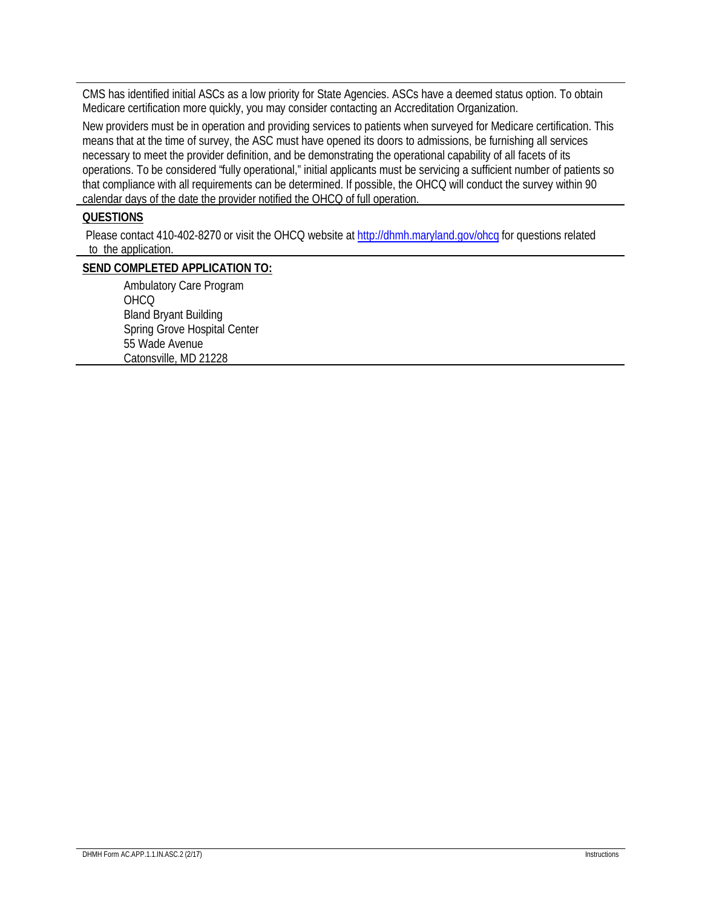CMS has identified initial ASCs as a low priority for State Agencies. ASCs have a deemed status option. To obtain Medicare certification more quickly, you may consider contacting an Accreditation Organization.

New providers must be in operation and providing services to patients when surveyed for Medicare certification. This means that at the time of survey, the ASC must have opened its doors to admissions, be furnishing all services necessary to meet the provider definition, and be demonstrating the operational capability of all facets of its operations. To be considered "fully operational," initial applicants must be servicing a sufficient number of patients so that compliance with all requirements can be determined. If possible, the OHCQ will conduct the survey within 90 calendar days of the date the provider notified the OHCQ of full operation.

**QUESTIONS**

Please contact 410-402-8270 or visit the OHCQ website at http://dhmh.maryland.gov/ohcq for questions related to the application.

**SEND COMPLETED APPLICATION TO:**

Ambulatory Care Program
OHCQ
Bland Bryant Building
Spring Grove Hospital Center
55 Wade Avenue
Catonsville, MD 21228

DHMH Form AC.APP.1.1.IN.ASC.2 (2/17) Instructions